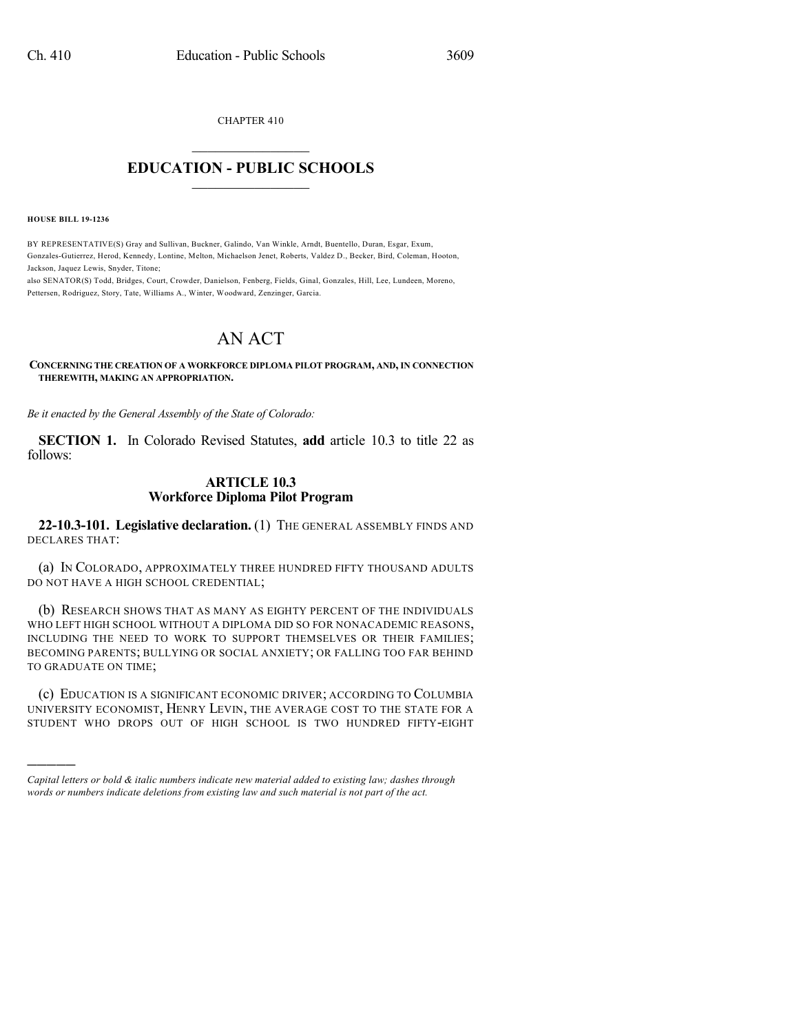CHAPTER 410

# EDUCATION - PUBLIC SCHOOLS

**HOUSE BILL 19-1236**

BY REPRESENTATIVE(S) Gray and Sullivan, Buckner, Galindo, Van Winkle, Arndt, Buentello, Duran, Esgar, Exum, Gonzales-Gutierrez, Herod, Kennedy, Lontine, Melton, Michaelson Jenet, Roberts, Valdez D., Becker, Bird, Coleman, Hooton, Jackson, Jaquez Lewis, Snyder, Titone;
also SENATOR(S) Todd, Bridges, Court, Crowder, Danielson, Fenberg, Fields, Ginal, Gonzales, Hill, Lee, Lundeen, Moreno, Pettersen, Rodriguez, Story, Tate, Williams A., Winter, Woodward, Zenzinger, Garcia.

# AN ACT

**CONCERNING THE CREATION OF A WORKFORCE DIPLOMA PILOT PROGRAM, AND, IN CONNECTION THEREWITH, MAKING AN APPROPRIATION.**

*Be it enacted by the General Assembly of the State of Colorado:*

**SECTION 1.** In Colorado Revised Statutes, **add** article 10.3 to title 22 as follows:

## ARTICLE 10.3
## Workforce Diploma Pilot Program

**22-10.3-101. Legislative declaration.** (1) THE GENERAL ASSEMBLY FINDS AND DECLARES THAT:

(a) IN COLORADO, APPROXIMATELY THREE HUNDRED FIFTY THOUSAND ADULTS DO NOT HAVE A HIGH SCHOOL CREDENTIAL;

(b) RESEARCH SHOWS THAT AS MANY AS EIGHTY PERCENT OF THE INDIVIDUALS WHO LEFT HIGH SCHOOL WITHOUT A DIPLOMA DID SO FOR NONACADEMIC REASONS, INCLUDING THE NEED TO WORK TO SUPPORT THEMSELVES OR THEIR FAMILIES; BECOMING PARENTS; BULLYING OR SOCIAL ANXIETY; OR FALLING TOO FAR BEHIND TO GRADUATE ON TIME;

(c) EDUCATION IS A SIGNIFICANT ECONOMIC DRIVER; ACCORDING TO COLUMBIA UNIVERSITY ECONOMIST, HENRY LEVIN, THE AVERAGE COST TO THE STATE FOR A STUDENT WHO DROPS OUT OF HIGH SCHOOL IS TWO HUNDRED FIFTY-EIGHT

---

*Capital letters or bold & italic numbers indicate new material added to existing law; dashes through words or numbers indicate deletions from existing law and such material is not part of the act.*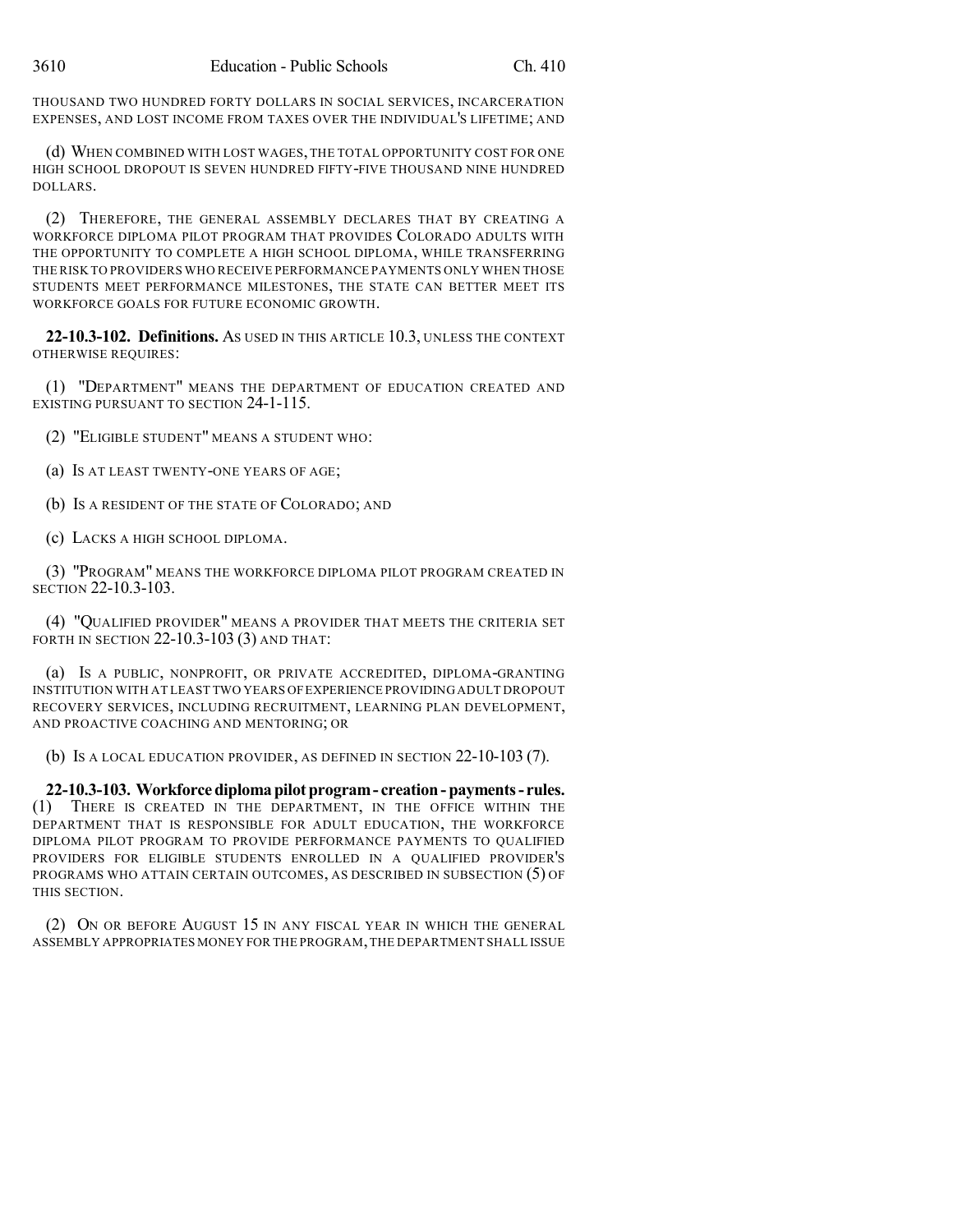THOUSAND TWO HUNDRED FORTY DOLLARS IN SOCIAL SERVICES, INCARCERATION EXPENSES, AND LOST INCOME FROM TAXES OVER THE INDIVIDUAL'S LIFETIME; AND

(d) WHEN COMBINED WITH LOST WAGES, THE TOTAL OPPORTUNITY COST FOR ONE HIGH SCHOOL DROPOUT IS SEVEN HUNDRED FIFTY-FIVE THOUSAND NINE HUNDRED DOLLARS.

(2) THEREFORE, THE GENERAL ASSEMBLY DECLARES THAT BY CREATING A WORKFORCE DIPLOMA PILOT PROGRAM THAT PROVIDES COLORADO ADULTS WITH THE OPPORTUNITY TO COMPLETE A HIGH SCHOOL DIPLOMA, WHILE TRANSFERRING THE RISK TO PROVIDERS WHO RECEIVE PERFORMANCE PAYMENTS ONLY WHEN THOSE STUDENTS MEET PERFORMANCE MILESTONES, THE STATE CAN BETTER MEET ITS WORKFORCE GOALS FOR FUTURE ECONOMIC GROWTH.

**22-10.3-102. Definitions.** AS USED IN THIS ARTICLE 10.3, UNLESS THE CONTEXT OTHERWISE REQUIRES:

(1) "DEPARTMENT" MEANS THE DEPARTMENT OF EDUCATION CREATED AND EXISTING PURSUANT TO SECTION 24-1-115.

(2) "ELIGIBLE STUDENT" MEANS A STUDENT WHO:

(a) IS AT LEAST TWENTY-ONE YEARS OF AGE;

(b) IS A RESIDENT OF THE STATE OF COLORADO; AND

(c) LACKS A HIGH SCHOOL DIPLOMA.

(3) "PROGRAM" MEANS THE WORKFORCE DIPLOMA PILOT PROGRAM CREATED IN SECTION 22-10.3-103.

(4) "QUALIFIED PROVIDER" MEANS A PROVIDER THAT MEETS THE CRITERIA SET FORTH IN SECTION 22-10.3-103 (3) AND THAT:

(a) IS A PUBLIC, NONPROFIT, OR PRIVATE ACCREDITED, DIPLOMA-GRANTING INSTITUTION WITH AT LEAST TWO YEARS OF EXPERIENCE PROVIDING ADULT DROPOUT RECOVERY SERVICES, INCLUDING RECRUITMENT, LEARNING PLAN DEVELOPMENT, AND PROACTIVE COACHING AND MENTORING; OR

(b) IS A LOCAL EDUCATION PROVIDER, AS DEFINED IN SECTION 22-10-103 (7).

**22-10.3-103. Workforce diploma pilot program - creation - payments - rules.** (1) THERE IS CREATED IN THE DEPARTMENT, IN THE OFFICE WITHIN THE DEPARTMENT THAT IS RESPONSIBLE FOR ADULT EDUCATION, THE WORKFORCE DIPLOMA PILOT PROGRAM TO PROVIDE PERFORMANCE PAYMENTS TO QUALIFIED PROVIDERS FOR ELIGIBLE STUDENTS ENROLLED IN A QUALIFIED PROVIDER'S PROGRAMS WHO ATTAIN CERTAIN OUTCOMES, AS DESCRIBED IN SUBSECTION (5) OF THIS SECTION.

(2) ON OR BEFORE AUGUST 15 IN ANY FISCAL YEAR IN WHICH THE GENERAL ASSEMBLY APPROPRIATES MONEY FOR THE PROGRAM, THE DEPARTMENT SHALL ISSUE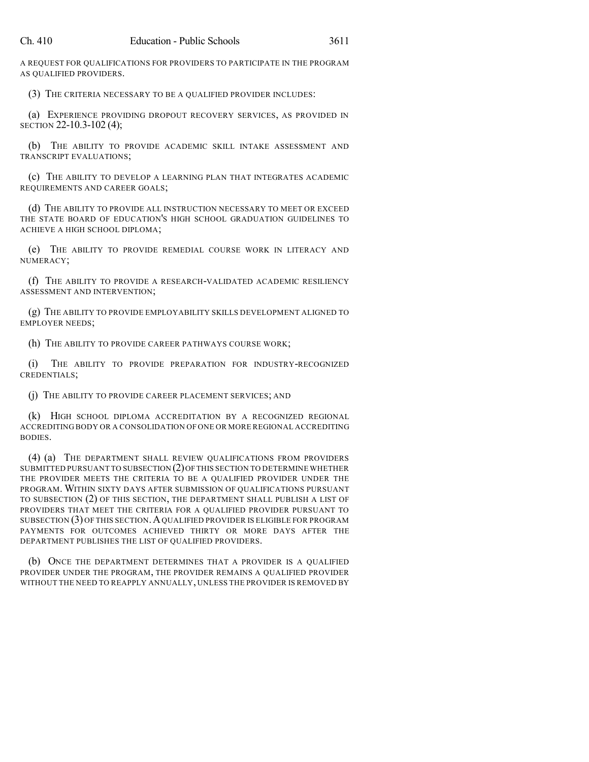A REQUEST FOR QUALIFICATIONS FOR PROVIDERS TO PARTICIPATE IN THE PROGRAM AS QUALIFIED PROVIDERS.

(3) THE CRITERIA NECESSARY TO BE A QUALIFIED PROVIDER INCLUDES:

(a) EXPERIENCE PROVIDING DROPOUT RECOVERY SERVICES, AS PROVIDED IN SECTION 22-10.3-102 (4);

(b) THE ABILITY TO PROVIDE ACADEMIC SKILL INTAKE ASSESSMENT AND TRANSCRIPT EVALUATIONS;

(c) THE ABILITY TO DEVELOP A LEARNING PLAN THAT INTEGRATES ACADEMIC REQUIREMENTS AND CAREER GOALS;

(d) THE ABILITY TO PROVIDE ALL INSTRUCTION NECESSARY TO MEET OR EXCEED THE STATE BOARD OF EDUCATION'S HIGH SCHOOL GRADUATION GUIDELINES TO ACHIEVE A HIGH SCHOOL DIPLOMA;

(e) THE ABILITY TO PROVIDE REMEDIAL COURSE WORK IN LITERACY AND NUMERACY;

(f) THE ABILITY TO PROVIDE A RESEARCH-VALIDATED ACADEMIC RESILIENCY ASSESSMENT AND INTERVENTION;

(g) THE ABILITY TO PROVIDE EMPLOYABILITY SKILLS DEVELOPMENT ALIGNED TO EMPLOYER NEEDS;

(h) THE ABILITY TO PROVIDE CAREER PATHWAYS COURSE WORK;

(i) THE ABILITY TO PROVIDE PREPARATION FOR INDUSTRY-RECOGNIZED CREDENTIALS;

(j) THE ABILITY TO PROVIDE CAREER PLACEMENT SERVICES; AND

(k) HIGH SCHOOL DIPLOMA ACCREDITATION BY A RECOGNIZED REGIONAL ACCREDITING BODY OR A CONSOLIDATION OF ONE OR MORE REGIONAL ACCREDITING BODIES.

(4) (a) THE DEPARTMENT SHALL REVIEW QUALIFICATIONS FROM PROVIDERS SUBMITTED PURSUANT TO SUBSECTION (2) OF THIS SECTION TO DETERMINE WHETHER THE PROVIDER MEETS THE CRITERIA TO BE A QUALIFIED PROVIDER UNDER THE PROGRAM. WITHIN SIXTY DAYS AFTER SUBMISSION OF QUALIFICATIONS PURSUANT TO SUBSECTION (2) OF THIS SECTION, THE DEPARTMENT SHALL PUBLISH A LIST OF PROVIDERS THAT MEET THE CRITERIA FOR A QUALIFIED PROVIDER PURSUANT TO SUBSECTION (3) OF THIS SECTION. A QUALIFIED PROVIDER IS ELIGIBLE FOR PROGRAM PAYMENTS FOR OUTCOMES ACHIEVED THIRTY OR MORE DAYS AFTER THE DEPARTMENT PUBLISHES THE LIST OF QUALIFIED PROVIDERS.

(b) ONCE THE DEPARTMENT DETERMINES THAT A PROVIDER IS A QUALIFIED PROVIDER UNDER THE PROGRAM, THE PROVIDER REMAINS A QUALIFIED PROVIDER WITHOUT THE NEED TO REAPPLY ANNUALLY, UNLESS THE PROVIDER IS REMOVED BY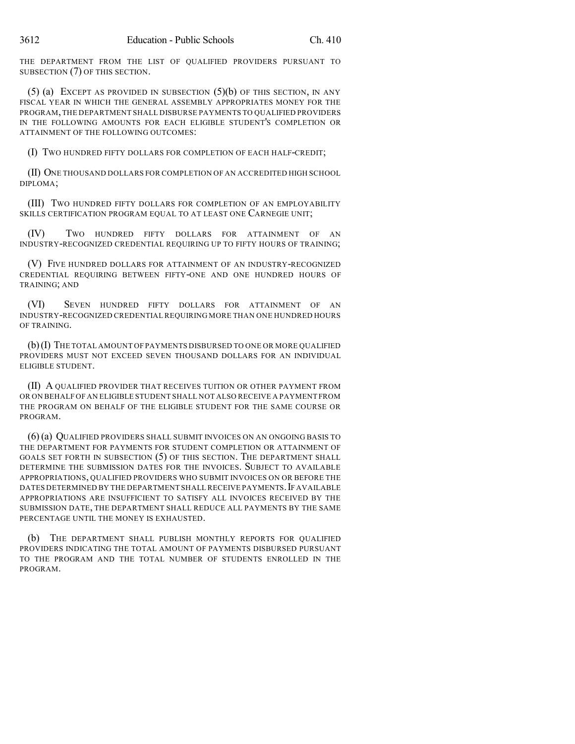THE DEPARTMENT FROM THE LIST OF QUALIFIED PROVIDERS PURSUANT TO SUBSECTION (7) OF THIS SECTION.

(5) (a) EXCEPT AS PROVIDED IN SUBSECTION (5)(b) OF THIS SECTION, IN ANY FISCAL YEAR IN WHICH THE GENERAL ASSEMBLY APPROPRIATES MONEY FOR THE PROGRAM, THE DEPARTMENT SHALL DISBURSE PAYMENTS TO QUALIFIED PROVIDERS IN THE FOLLOWING AMOUNTS FOR EACH ELIGIBLE STUDENT'S COMPLETION OR ATTAINMENT OF THE FOLLOWING OUTCOMES:

(I) TWO HUNDRED FIFTY DOLLARS FOR COMPLETION OF EACH HALF-CREDIT;

(II) ONE THOUSAND DOLLARS FOR COMPLETION OF AN ACCREDITED HIGH SCHOOL DIPLOMA;

(III) TWO HUNDRED FIFTY DOLLARS FOR COMPLETION OF AN EMPLOYABILITY SKILLS CERTIFICATION PROGRAM EQUAL TO AT LEAST ONE CARNEGIE UNIT;

(IV) TWO HUNDRED FIFTY DOLLARS FOR ATTAINMENT OF AN INDUSTRY-RECOGNIZED CREDENTIAL REQUIRING UP TO FIFTY HOURS OF TRAINING;

(V) FIVE HUNDRED DOLLARS FOR ATTAINMENT OF AN INDUSTRY-RECOGNIZED CREDENTIAL REQUIRING BETWEEN FIFTY-ONE AND ONE HUNDRED HOURS OF TRAINING; AND

(VI) SEVEN HUNDRED FIFTY DOLLARS FOR ATTAINMENT OF AN INDUSTRY-RECOGNIZED CREDENTIAL REQUIRING MORE THAN ONE HUNDRED HOURS OF TRAINING.

(b) (I) THE TOTAL AMOUNT OF PAYMENTS DISBURSED TO ONE OR MORE QUALIFIED PROVIDERS MUST NOT EXCEED SEVEN THOUSAND DOLLARS FOR AN INDIVIDUAL ELIGIBLE STUDENT.

(II) A QUALIFIED PROVIDER THAT RECEIVES TUITION OR OTHER PAYMENT FROM OR ON BEHALF OF AN ELIGIBLE STUDENT SHALL NOT ALSO RECEIVE A PAYMENT FROM THE PROGRAM ON BEHALF OF THE ELIGIBLE STUDENT FOR THE SAME COURSE OR PROGRAM.

(6) (a) QUALIFIED PROVIDERS SHALL SUBMIT INVOICES ON AN ONGOING BASIS TO THE DEPARTMENT FOR PAYMENTS FOR STUDENT COMPLETION OR ATTAINMENT OF GOALS SET FORTH IN SUBSECTION (5) OF THIS SECTION. THE DEPARTMENT SHALL DETERMINE THE SUBMISSION DATES FOR THE INVOICES. SUBJECT TO AVAILABLE APPROPRIATIONS, QUALIFIED PROVIDERS WHO SUBMIT INVOICES ON OR BEFORE THE DATES DETERMINED BY THE DEPARTMENT SHALL RECEIVE PAYMENTS. IF AVAILABLE APPROPRIATIONS ARE INSUFFICIENT TO SATISFY ALL INVOICES RECEIVED BY THE SUBMISSION DATE, THE DEPARTMENT SHALL REDUCE ALL PAYMENTS BY THE SAME PERCENTAGE UNTIL THE MONEY IS EXHAUSTED.

(b) THE DEPARTMENT SHALL PUBLISH MONTHLY REPORTS FOR QUALIFIED PROVIDERS INDICATING THE TOTAL AMOUNT OF PAYMENTS DISBURSED PURSUANT TO THE PROGRAM AND THE TOTAL NUMBER OF STUDENTS ENROLLED IN THE PROGRAM.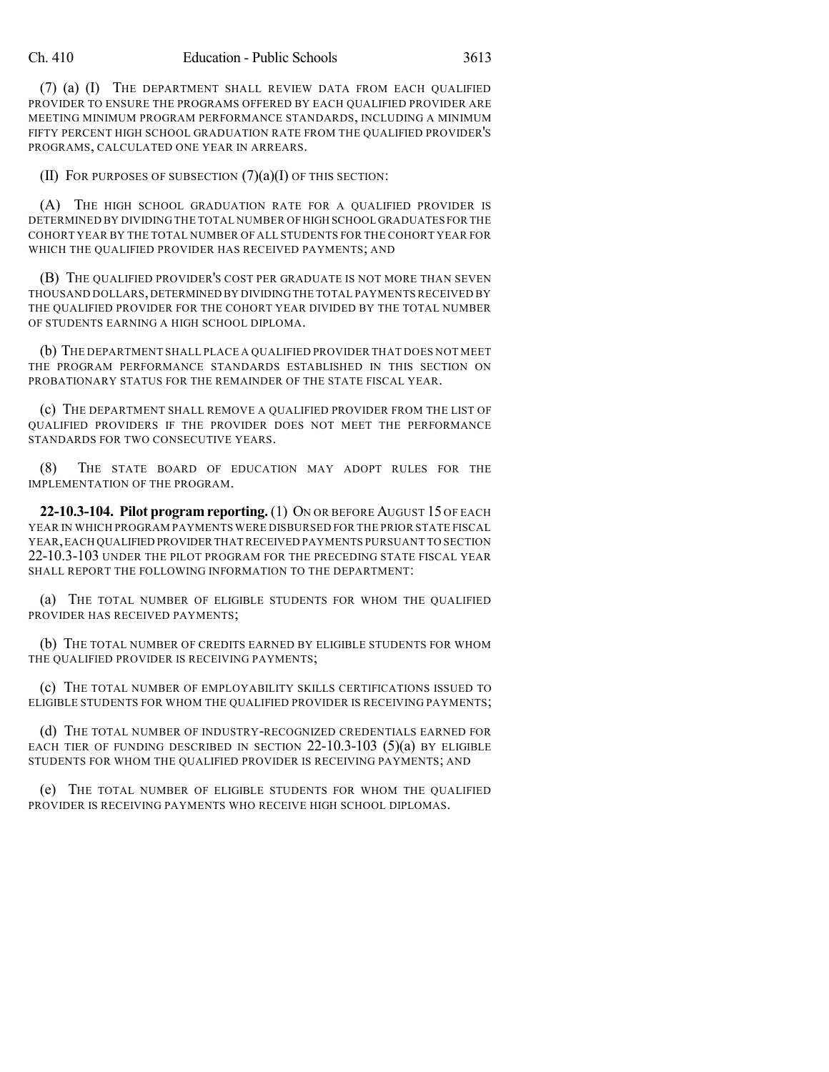(7) (a) (I) THE DEPARTMENT SHALL REVIEW DATA FROM EACH QUALIFIED PROVIDER TO ENSURE THE PROGRAMS OFFERED BY EACH QUALIFIED PROVIDER ARE MEETING MINIMUM PROGRAM PERFORMANCE STANDARDS, INCLUDING A MINIMUM FIFTY PERCENT HIGH SCHOOL GRADUATION RATE FROM THE QUALIFIED PROVIDER'S PROGRAMS, CALCULATED ONE YEAR IN ARREARS.

(II) FOR PURPOSES OF SUBSECTION (7)(a)(I) OF THIS SECTION:

(A) THE HIGH SCHOOL GRADUATION RATE FOR A QUALIFIED PROVIDER IS DETERMINED BY DIVIDING THE TOTAL NUMBER OF HIGH SCHOOL GRADUATES FOR THE COHORT YEAR BY THE TOTAL NUMBER OF ALL STUDENTS FOR THE COHORT YEAR FOR WHICH THE QUALIFIED PROVIDER HAS RECEIVED PAYMENTS; AND

(B) THE QUALIFIED PROVIDER'S COST PER GRADUATE IS NOT MORE THAN SEVEN THOUSAND DOLLARS, DETERMINED BY DIVIDING THE TOTAL PAYMENTS RECEIVED BY THE QUALIFIED PROVIDER FOR THE COHORT YEAR DIVIDED BY THE TOTAL NUMBER OF STUDENTS EARNING A HIGH SCHOOL DIPLOMA.

(b) THE DEPARTMENT SHALL PLACE A QUALIFIED PROVIDER THAT DOES NOT MEET THE PROGRAM PERFORMANCE STANDARDS ESTABLISHED IN THIS SECTION ON PROBATIONARY STATUS FOR THE REMAINDER OF THE STATE FISCAL YEAR.

(c) THE DEPARTMENT SHALL REMOVE A QUALIFIED PROVIDER FROM THE LIST OF QUALIFIED PROVIDERS IF THE PROVIDER DOES NOT MEET THE PERFORMANCE STANDARDS FOR TWO CONSECUTIVE YEARS.

(8) THE STATE BOARD OF EDUCATION MAY ADOPT RULES FOR THE IMPLEMENTATION OF THE PROGRAM.

**22-10.3-104. Pilot program reporting.** (1) ON OR BEFORE AUGUST 15 OF EACH YEAR IN WHICH PROGRAM PAYMENTS WERE DISBURSED FOR THE PRIOR STATE FISCAL YEAR, EACH QUALIFIED PROVIDER THAT RECEIVED PAYMENTS PURSUANT TO SECTION 22-10.3-103 UNDER THE PILOT PROGRAM FOR THE PRECEDING STATE FISCAL YEAR SHALL REPORT THE FOLLOWING INFORMATION TO THE DEPARTMENT:

(a) THE TOTAL NUMBER OF ELIGIBLE STUDENTS FOR WHOM THE QUALIFIED PROVIDER HAS RECEIVED PAYMENTS;

(b) THE TOTAL NUMBER OF CREDITS EARNED BY ELIGIBLE STUDENTS FOR WHOM THE QUALIFIED PROVIDER IS RECEIVING PAYMENTS;

(c) THE TOTAL NUMBER OF EMPLOYABILITY SKILLS CERTIFICATIONS ISSUED TO ELIGIBLE STUDENTS FOR WHOM THE QUALIFIED PROVIDER IS RECEIVING PAYMENTS;

(d) THE TOTAL NUMBER OF INDUSTRY-RECOGNIZED CREDENTIALS EARNED FOR EACH TIER OF FUNDING DESCRIBED IN SECTION 22-10.3-103 (5)(a) BY ELIGIBLE STUDENTS FOR WHOM THE QUALIFIED PROVIDER IS RECEIVING PAYMENTS; AND

(e) THE TOTAL NUMBER OF ELIGIBLE STUDENTS FOR WHOM THE QUALIFIED PROVIDER IS RECEIVING PAYMENTS WHO RECEIVE HIGH SCHOOL DIPLOMAS.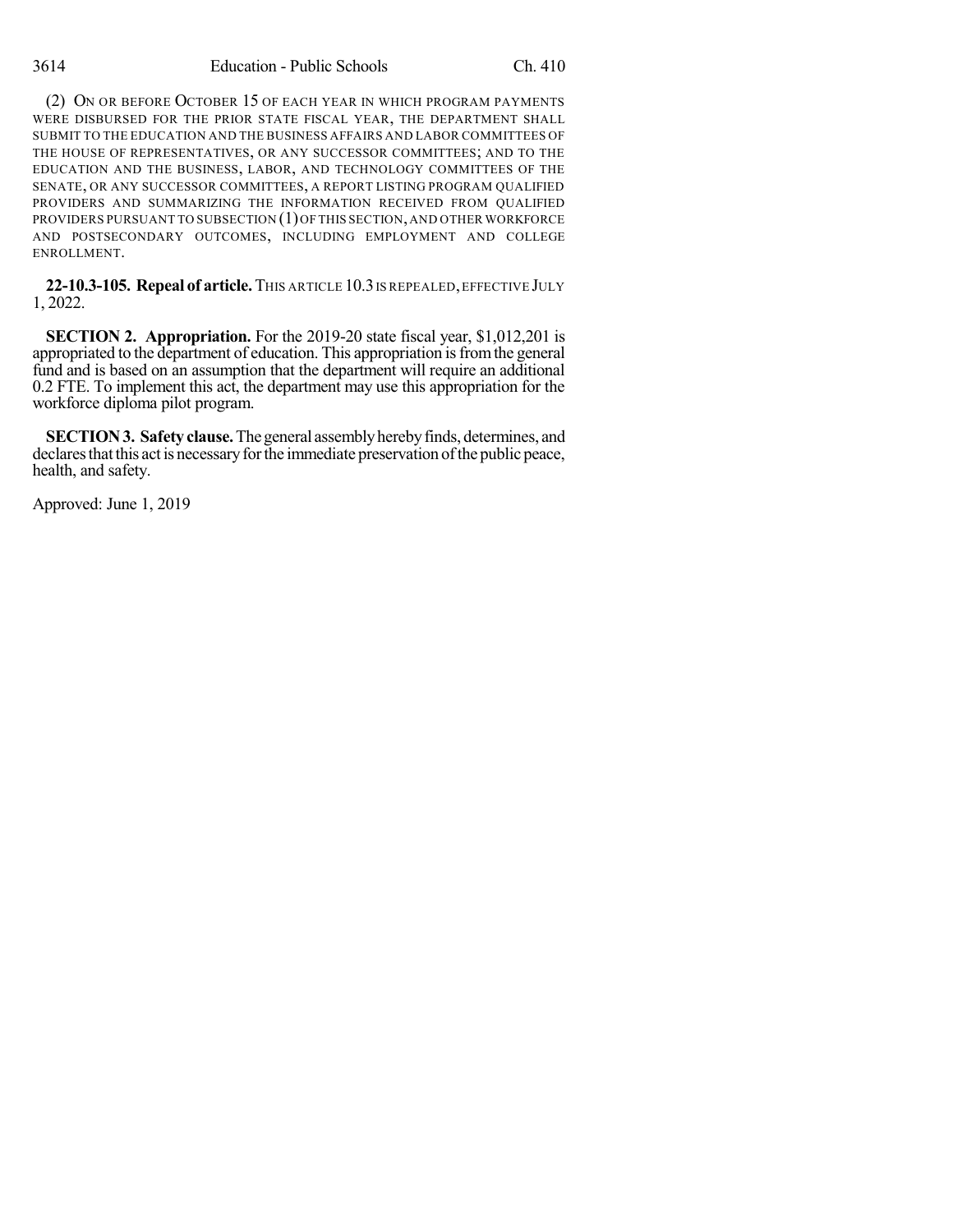(2) ON OR BEFORE OCTOBER 15 OF EACH YEAR IN WHICH PROGRAM PAYMENTS WERE DISBURSED FOR THE PRIOR STATE FISCAL YEAR, THE DEPARTMENT SHALL SUBMIT TO THE EDUCATION AND THE BUSINESS AFFAIRS AND LABOR COMMITTEES OF THE HOUSE OF REPRESENTATIVES, OR ANY SUCCESSOR COMMITTEES; AND TO THE EDUCATION AND THE BUSINESS, LABOR, AND TECHNOLOGY COMMITTEES OF THE SENATE, OR ANY SUCCESSOR COMMITTEES, A REPORT LISTING PROGRAM QUALIFIED PROVIDERS AND SUMMARIZING THE INFORMATION RECEIVED FROM QUALIFIED PROVIDERS PURSUANT TO SUBSECTION (1) OF THIS SECTION, AND OTHER WORKFORCE AND POSTSECONDARY OUTCOMES, INCLUDING EMPLOYMENT AND COLLEGE ENROLLMENT.

**22-10.3-105. Repeal of article.** THIS ARTICLE 10.3 IS REPEALED, EFFECTIVE JULY 1, 2022.

**SECTION 2. Appropriation.** For the 2019-20 state fiscal year, $1,012,201 is appropriated to the department of education. This appropriation is from the general fund and is based on an assumption that the department will require an additional 0.2 FTE. To implement this act, the department may use this appropriation for the workforce diploma pilot program.

**SECTION 3. Safety clause.** The general assembly hereby finds, determines, and declares that this act is necessary for the immediate preservation of the public peace, health, and safety.

Approved: June 1, 2019